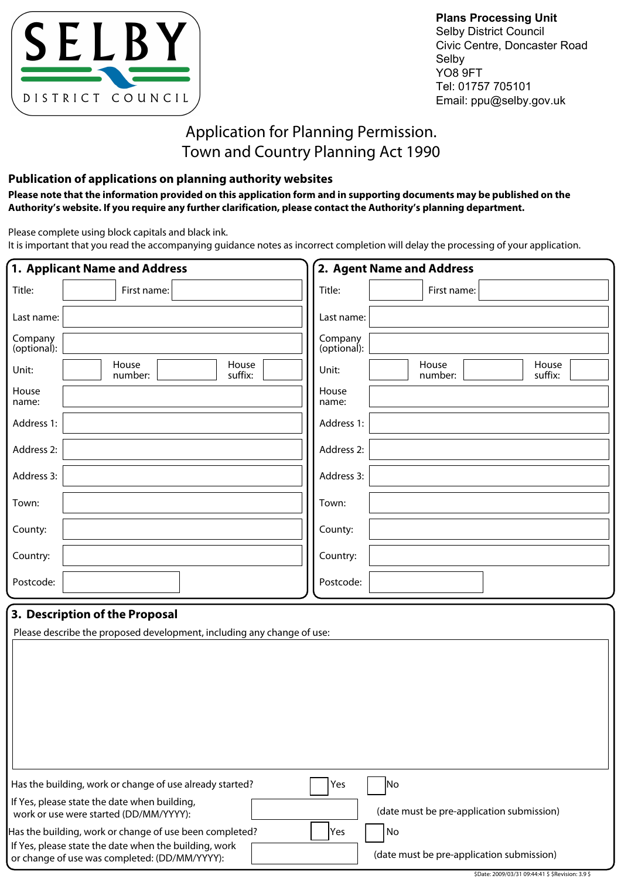SELBY DISTRICT COUNCIL

**Plans Processing Unit**
Selby District Council
Civic Centre, Doncaster Road
Selby
YO8 9FT
Tel: 01757 705101
Email: ppu@selby.gov.uk

# Application for Planning Permission.
# Town and Country Planning Act 1990

## Publication of applications on planning authority websites

**Please note that the information provided on this application form and in supporting documents may be published on the Authority's website. If you require any further clarification, please contact the Authority's planning department.**

Please complete using block capitals and black ink.
It is important that you read the accompanying guidance notes as incorrect completion will delay the processing of your application.

## 1. Applicant Name and Address

| | | | | | |
|---|---|---|---|---|---|
| Title: | | First name: | | | |
| Last name: | | | | | |
| Company (optional): | | | | | |
| Unit: | | House number: | | House suffix: | |
| House name: | | | | | |
| Address 1: | | | | | |
| Address 2: | | | | | |
| Address 3: | | | | | |
| Town: | | | | | |
| County: | | | | | |
| Country: | | | | | |
| Postcode: | | | | | |

## 2. Agent Name and Address

| | | | | | |
|---|---|---|---|---|---|
| Title: | | First name: | | | |
| Last name: | | | | | |
| Company (optional): | | | | | |
| Unit: | | House number: | | House suffix: | |
| House name: | | | | | |
| Address 1: | | | | | |
| Address 2: | | | | | |
| Address 3: | | | | | |
| Town: | | | | | |
| County: | | | | | |
| Country: | | | | | |
| Postcode: | | | | | |

## 3. Description of the Proposal

Please describe the proposed development, including any change of use:

Has the building, work or change of use already started? ☐ Yes ☐ No

If Yes, please state the date when building, work or use were started (DD/MM/YYYY): (date must be pre-application submission)

Has the building, work or change of use been completed? ☐ Yes ☐ No

If Yes, please state the date when the building, work or change of use was completed: (DD/MM/YYYY): (date must be pre-application submission)

$Date: 2009/03/31 09:44:41 $ $Revision: 3.9 $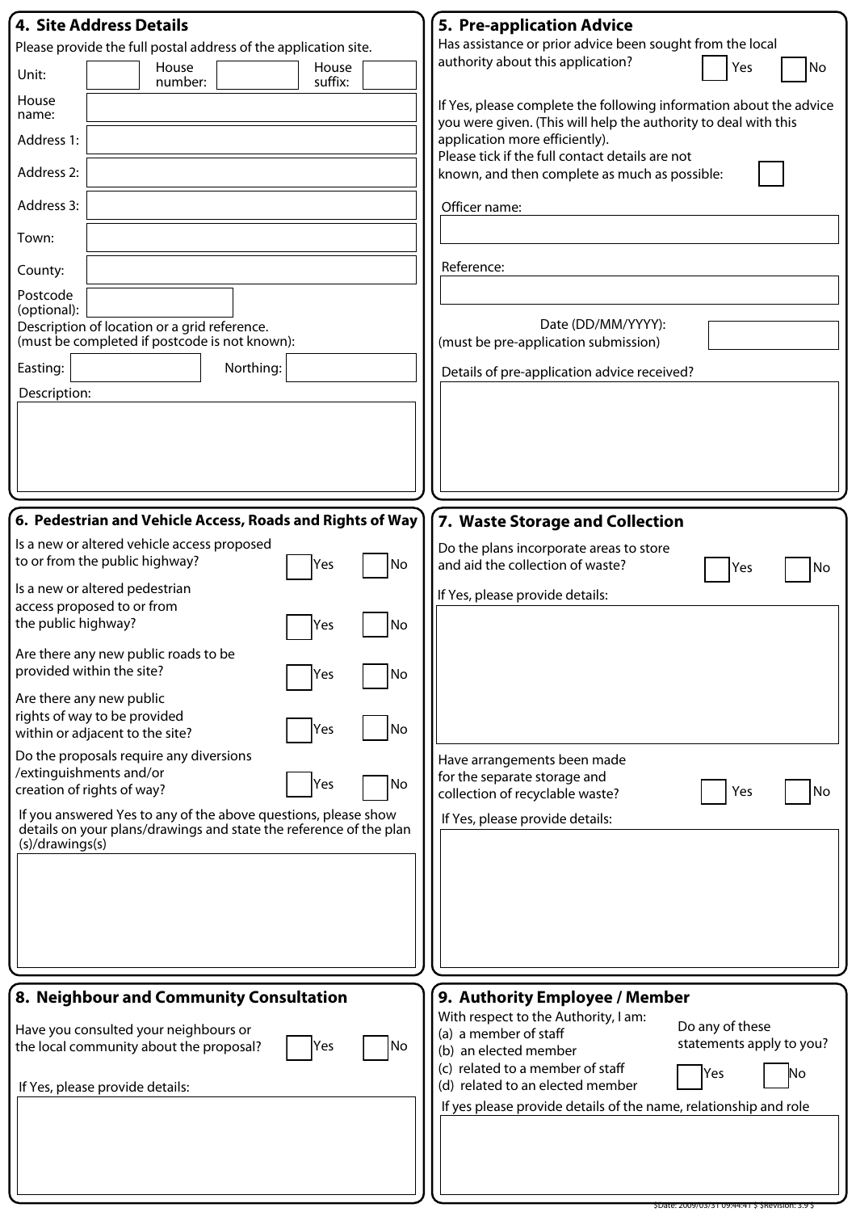## 4. Site Address Details

Please provide the full postal address of the application site.

Unit: &nbsp;&nbsp; House number: &nbsp;&nbsp; House suffix:

House name:

Address 1:

Address 2:

Address 3:

Town:

County:

Postcode (optional):

Description of location or a grid reference.
(must be completed if postcode is not known):

Easting: &nbsp;&nbsp; Northing:

Description:

## 5. Pre-application Advice

Has assistance or prior advice been sought from the local authority about this application? ☐ Yes ☐ No

If Yes, please complete the following information about the advice you were given. (This will help the authority to deal with this application more efficiently).

Please tick if the full contact details are not known, and then complete as much as possible: ☐

Officer name:

Reference:

Date (DD/MM/YYYY):
(must be pre-application submission)

Details of pre-application advice received?

## 6. Pedestrian and Vehicle Access, Roads and Rights of Way

Is a new or altered vehicle access proposed to or from the public highway? ☐ Yes ☐ No

Is a new or altered pedestrian access proposed to or from the public highway? ☐ Yes ☐ No

Are there any new public roads to be provided within the site? ☐ Yes ☐ No

Are there any new public rights of way to be provided within or adjacent to the site? ☐ Yes ☐ No

Do the proposals require any diversions /extinguishments and/or creation of rights of way? ☐ Yes ☐ No

If you answered Yes to any of the above questions, please show details on your plans/drawings and state the reference of the plan (s)/drawings(s)

## 7. Waste Storage and Collection

Do the plans incorporate areas to store and aid the collection of waste? ☐ Yes ☐ No

If Yes, please provide details:

Have arrangements been made for the separate storage and collection of recyclable waste? ☐ Yes ☐ No

If Yes, please provide details:

## 8. Neighbour and Community Consultation

Have you consulted your neighbours or the local community about the proposal? ☐ Yes ☐ No

If Yes, please provide details:

## 9. Authority Employee / Member

With respect to the Authority, I am:
(a) a member of staff
(b) an elected member
(c) related to a member of staff
(d) related to an elected member

Do any of these statements apply to you? ☐ Yes ☐ No

If yes please provide details of the name, relationship and role

$Date: 2009/03/31 09:44:41 $ $Revision: 3.9 $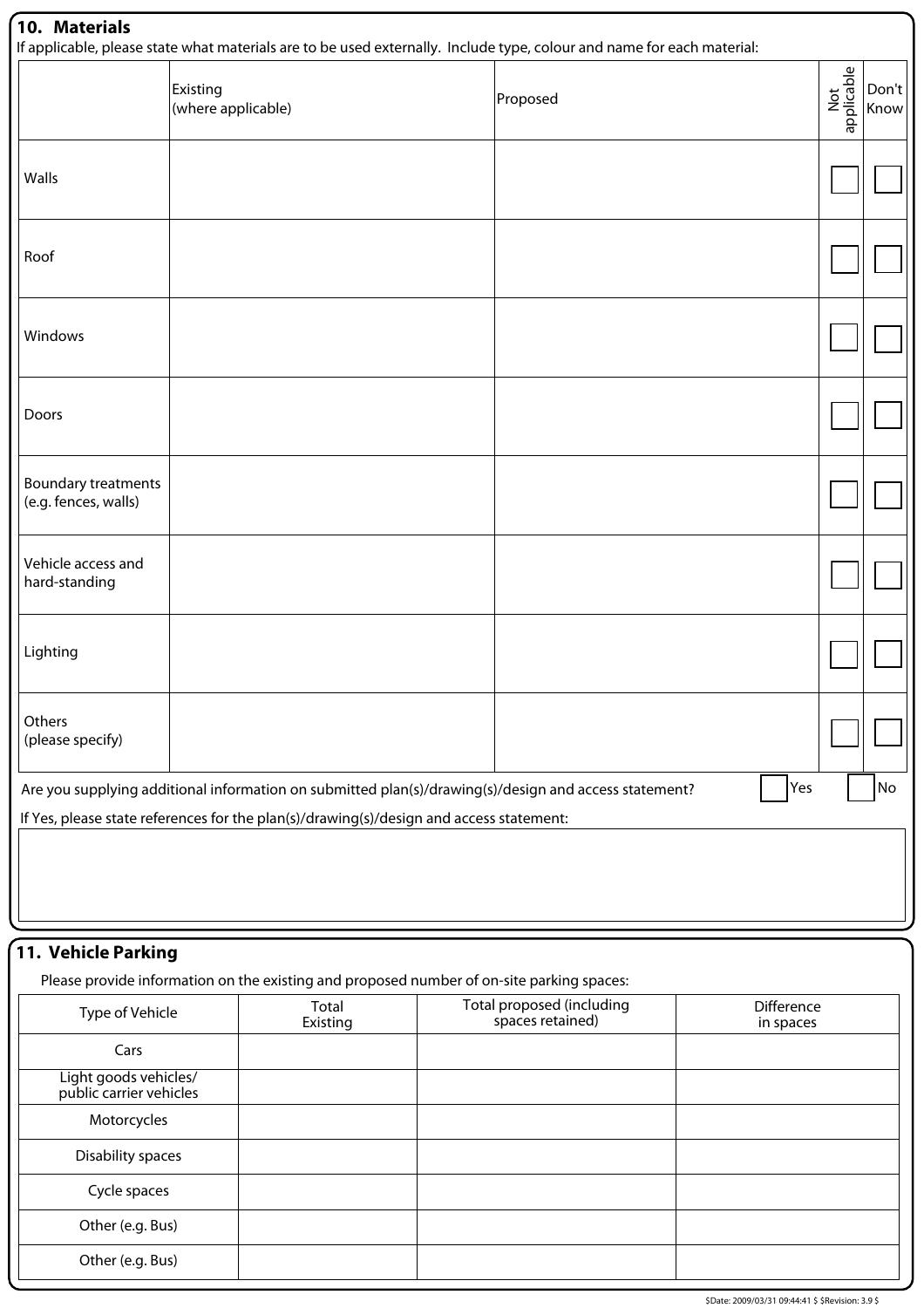## 10. Materials

If applicable, please state what materials are to be used externally. Include type, colour and name for each material:

| | Existing (where applicable) | Proposed | Not applicable | Don't Know |
|---|---|---|---|---|
| Walls | | | ☐ | ☐ |
| Roof | | | ☐ | ☐ |
| Windows | | | ☐ | ☐ |
| Doors | | | ☐ | ☐ |
| Boundary treatments (e.g. fences, walls) | | | ☐ | ☐ |
| Vehicle access and hard-standing | | | ☐ | ☐ |
| Lighting | | | ☐ | ☐ |
| Others (please specify) | | | ☐ | ☐ |

Are you supplying additional information on submitted plan(s)/drawing(s)/design and access statement? ☐ Yes ☐ No

If Yes, please state references for the plan(s)/drawing(s)/design and access statement:

## 11. Vehicle Parking

Please provide information on the existing and proposed number of on-site parking spaces:

| Type of Vehicle | Total Existing | Total proposed (including spaces retained) | Difference in spaces |
|---|---|---|---|
| Cars | | | |
| Light goods vehicles/ public carrier vehicles | | | |
| Motorcycles | | | |
| Disability spaces | | | |
| Cycle spaces | | | |
| Other (e.g. Bus) | | | |
| Other (e.g. Bus) | | | |

$Date: 2009/03/31 09:44:41 $ $Revision: 3.9 $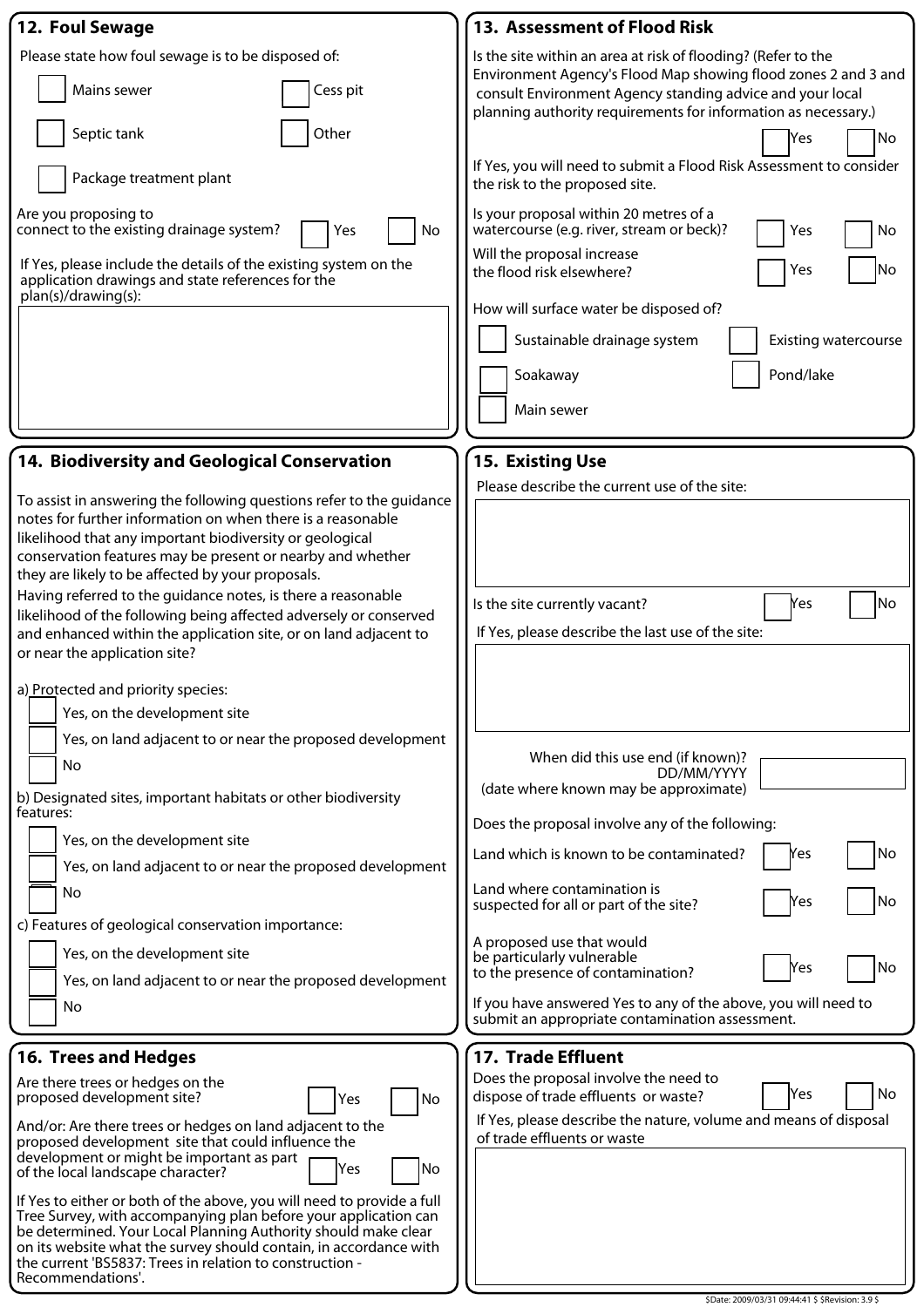## 12. Foul Sewage

Please state how foul sewage is to be disposed of:

- [ ] Mains sewer
- [ ] Cess pit
- [ ] Septic tank
- [ ] Other
- [ ] Package treatment plant

Are you proposing to connect to the existing drainage system? [ ] Yes [ ] No

If Yes, please include the details of the existing system on the application drawings and state references for the plan(s)/drawing(s):

## 13. Assessment of Flood Risk

Is the site within an area at risk of flooding? (Refer to the Environment Agency's Flood Map showing flood zones 2 and 3 and consult Environment Agency standing advice and your local planning authority requirements for information as necessary.) [ ] Yes [ ] No

If Yes, you will need to submit a Flood Risk Assessment to consider the risk to the proposed site.

Is your proposal within 20 metres of a watercourse (e.g. river, stream or beck)? [ ] Yes [ ] No

Will the proposal increase the flood risk elsewhere? [ ] Yes [ ] No

How will surface water be disposed of?

- [ ] Sustainable drainage system
- [ ] Existing watercourse
- [ ] Soakaway
- [ ] Pond/lake
- [ ] Main sewer

## 14. Biodiversity and Geological Conservation

To assist in answering the following questions refer to the guidance notes for further information on when there is a reasonable likelihood that any important biodiversity or geological conservation features may be present or nearby and whether they are likely to be affected by your proposals.

Having referred to the guidance notes, is there a reasonable likelihood of the following being affected adversely or conserved and enhanced within the application site, or on land adjacent to or near the application site?

a) Protected and priority species:

- [ ] Yes, on the development site
- [ ] Yes, on land adjacent to or near the proposed development
- [ ] No

b) Designated sites, important habitats or other biodiversity features:

- [ ] Yes, on the development site
- [ ] Yes, on land adjacent to or near the proposed development
- [ ] No

c) Features of geological conservation importance:

- [ ] Yes, on the development site
- [ ] Yes, on land adjacent to or near the proposed development
- [ ] No

## 15. Existing Use

Please describe the current use of the site:

Is the site currently vacant? [ ] Yes [ ] No

If Yes, please describe the last use of the site:

When did this use end (if known)? DD/MM/YYYY (date where known may be approximate)

Does the proposal involve any of the following:

Land which is known to be contaminated? [ ] Yes [ ] No

Land where contamination is suspected for all or part of the site? [ ] Yes [ ] No

A proposed use that would be particularly vulnerable to the presence of contamination? [ ] Yes [ ] No

If you have answered Yes to any of the above, you will need to submit an appropriate contamination assessment.

## 16. Trees and Hedges

Are there trees or hedges on the proposed development site? [ ] Yes [ ] No

And/or: Are there trees or hedges on land adjacent to the proposed development site that could influence the development or might be important as part of the local landscape character? [ ] Yes [ ] No

If Yes to either or both of the above, you will need to provide a full Tree Survey, with accompanying plan before your application can be determined. Your Local Planning Authority should make clear on its website what the survey should contain, in accordance with the current 'BS5837: Trees in relation to construction - Recommendations'.

## 17. Trade Effluent

Does the proposal involve the need to dispose of trade effluents or waste? [ ] Yes [ ] No

If Yes, please describe the nature, volume and means of disposal of trade effluents or waste

$Date: 2009/03/31 09:44:41 $ $Revision: 3.9 $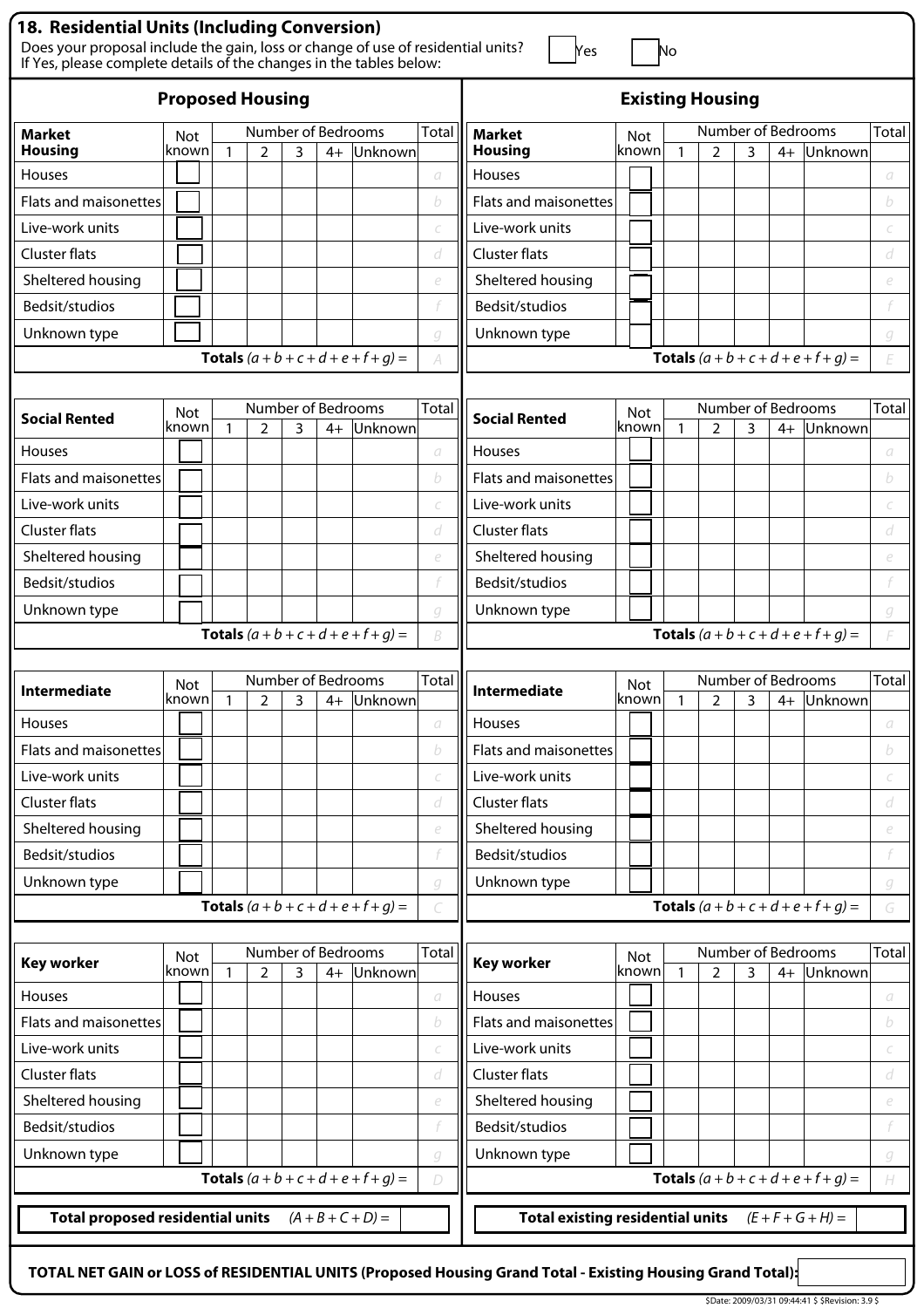## 18. Residential Units (Including Conversion)

Does your proposal include the gain, loss or change of use of residential units? ☐ Yes ☐ No

If Yes, please complete details of the changes in the tables below:

### Proposed Housing

| Market Housing | Not known | Number of Bedrooms 1 | 2 | 3 | 4+ | Unknown | Total |
|---|---|---|---|---|---|---|---|
| Houses | ☐ | | | | | | *a* |
| Flats and maisonettes | ☐ | | | | | | *b* |
| Live-work units | ☐ | | | | | | *c* |
| Cluster flats | ☐ | | | | | | *d* |
| Sheltered housing | ☐ | | | | | | *e* |
| Bedsit/studios | ☐ | | | | | | *f* |
| Unknown type | ☐ | | | | | | *g* |
| **Totals** $(a + b + c + d + e + f + g) =$ | | | | | | | *A* |

| Social Rented | Not known | Number of Bedrooms 1 | 2 | 3 | 4+ | Unknown | Total |
|---|---|---|---|---|---|---|---|
| Houses | ☐ | | | | | | *a* |
| Flats and maisonettes | ☐ | | | | | | *b* |
| Live-work units | ☐ | | | | | | *c* |
| Cluster flats | ☐ | | | | | | *d* |
| Sheltered housing | ☐ | | | | | | *e* |
| Bedsit/studios | ☐ | | | | | | *f* |
| Unknown type | ☐ | | | | | | *g* |
| **Totals** $(a + b + c + d + e + f + g) =$ | | | | | | | *B* |

| Intermediate | Not known | Number of Bedrooms 1 | 2 | 3 | 4+ | Unknown | Total |
|---|---|---|---|---|---|---|---|
| Houses | ☐ | | | | | | *a* |
| Flats and maisonettes | ☐ | | | | | | *b* |
| Live-work units | ☐ | | | | | | *c* |
| Cluster flats | ☐ | | | | | | *d* |
| Sheltered housing | ☐ | | | | | | *e* |
| Bedsit/studios | ☐ | | | | | | *f* |
| Unknown type | ☐ | | | | | | *g* |
| **Totals** $(a + b + c + d + e + f + g) =$ | | | | | | | *C* |

| Key worker | Not known | Number of Bedrooms 1 | 2 | 3 | 4+ | Unknown | Total |
|---|---|---|---|---|---|---|---|
| Houses | ☐ | | | | | | *a* |
| Flats and maisonettes | ☐ | | | | | | *b* |
| Live-work units | ☐ | | | | | | *c* |
| Cluster flats | ☐ | | | | | | *d* |
| Sheltered housing | ☐ | | | | | | *e* |
| Bedsit/studios | ☐ | | | | | | *f* |
| Unknown type | ☐ | | | | | | *g* |
| **Totals** $(a + b + c + d + e + f + g) =$ | | | | | | | *D* |

**Total proposed residential units** $(A + B + C + D) =$ ______

### Existing Housing

| Market Housing | Not known | Number of Bedrooms 1 | 2 | 3 | 4+ | Unknown | Total |
|---|---|---|---|---|---|---|---|
| Houses | ☐ | | | | | | *a* |
| Flats and maisonettes | ☐ | | | | | | *b* |
| Live-work units | ☐ | | | | | | *c* |
| Cluster flats | ☐ | | | | | | *d* |
| Sheltered housing | ☐ | | | | | | *e* |
| Bedsit/studios | ☐ | | | | | | *f* |
| Unknown type | ☐ | | | | | | *g* |
| **Totals** $(a + b + c + d + e + f + g) =$ | | | | | | | *E* |

| Social Rented | Not known | Number of Bedrooms 1 | 2 | 3 | 4+ | Unknown | Total |
|---|---|---|---|---|---|---|---|
| Houses | ☐ | | | | | | *a* |
| Flats and maisonettes | ☐ | | | | | | *b* |
| Live-work units | ☐ | | | | | | *c* |
| Cluster flats | ☐ | | | | | | *d* |
| Sheltered housing | ☐ | | | | | | *e* |
| Bedsit/studios | ☐ | | | | | | *f* |
| Unknown type | ☐ | | | | | | *g* |
| **Totals** $(a + b + c + d + e + f + g) =$ | | | | | | | *F* |

| Intermediate | Not known | Number of Bedrooms 1 | 2 | 3 | 4+ | Unknown | Total |
|---|---|---|---|---|---|---|---|
| Houses | ☐ | | | | | | *a* |
| Flats and maisonettes | ☐ | | | | | | *b* |
| Live-work units | ☐ | | | | | | *c* |
| Cluster flats | ☐ | | | | | | *d* |
| Sheltered housing | ☐ | | | | | | *e* |
| Bedsit/studios | ☐ | | | | | | *f* |
| Unknown type | ☐ | | | | | | *g* |
| **Totals** $(a + b + c + d + e + f + g) =$ | | | | | | | *G* |

| Key worker | Not known | Number of Bedrooms 1 | 2 | 3 | 4+ | Unknown | Total |
|---|---|---|---|---|---|---|---|
| Houses | ☐ | | | | | | *a* |
| Flats and maisonettes | ☐ | | | | | | *b* |
| Live-work units | ☐ | | | | | | *c* |
| Cluster flats | ☐ | | | | | | *d* |
| Sheltered housing | ☐ | | | | | | *e* |
| Bedsit/studios | ☐ | | | | | | *f* |
| Unknown type | ☐ | | | | | | *g* |
| **Totals** $(a + b + c + d + e + f + g) =$ | | | | | | | *H* |

**Total existing residential units** $(E + F + G + H) =$ ______

**TOTAL NET GAIN or LOSS of RESIDENTIAL UNITS (Proposed Housing Grand Total - Existing Housing Grand Total):** ______

$Date: 2009/03/31 09:44:41 $ $Revision: 3.9 $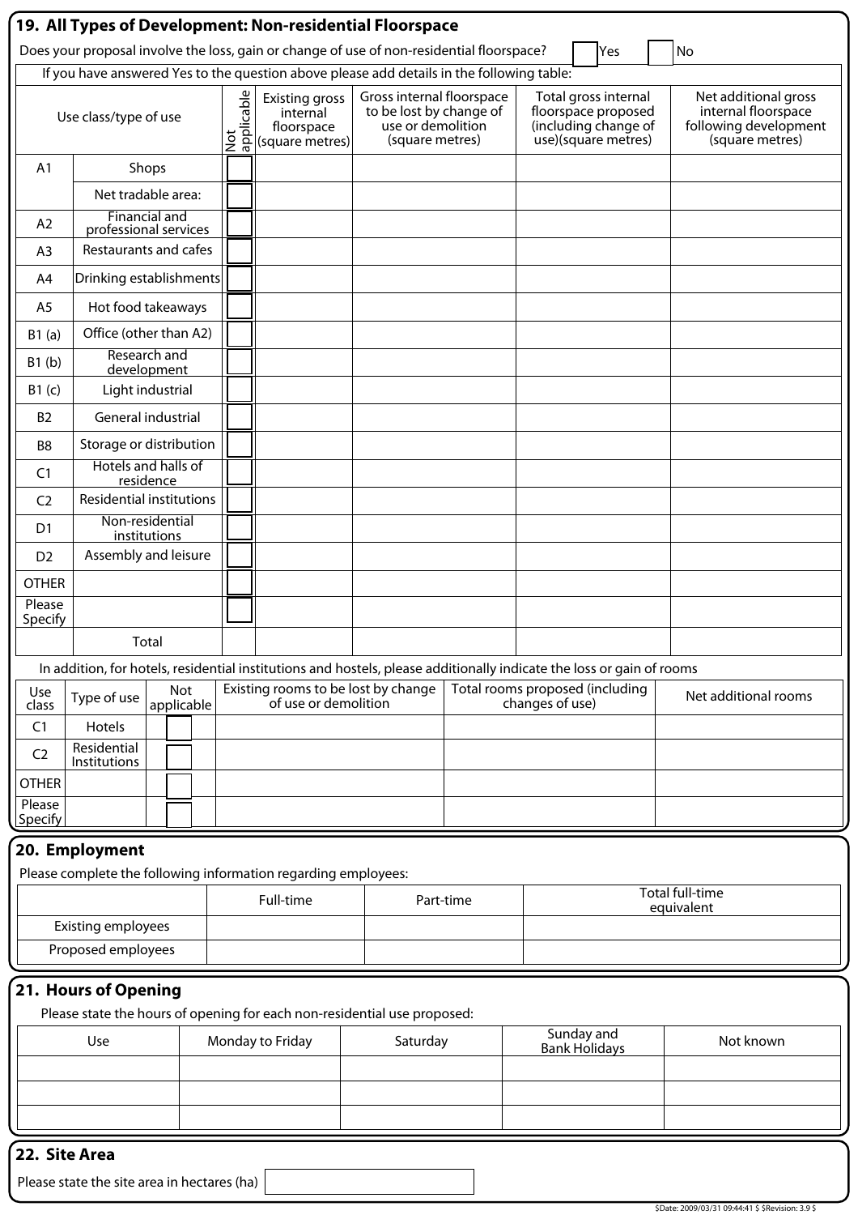## 19. All Types of Development: Non-residential Floorspace

Does your proposal involve the loss, gain or change of use of non-residential floorspace? ☐ Yes ☐ No

If you have answered Yes to the question above please add details in the following table:

| Use class/type of use | | Not applicable | Existing gross internal floorspace (square metres) | Gross internal floorspace to be lost by change of use or demolition (square metres) | Total gross internal floorspace proposed (including change of use)(square metres) | Net additional gross internal floorspace following development (square metres) |
|---|---|---|---|---|---|---|
| A1 | Shops | ☐ | | | | |
| | Net tradable area: | ☐ | | | | |
| A2 | Financial and professional services | ☐ | | | | |
| A3 | Restaurants and cafes | ☐ | | | | |
| A4 | Drinking establishments | ☐ | | | | |
| A5 | Hot food takeaways | ☐ | | | | |
| B1 (a) | Office (other than A2) | ☐ | | | | |
| B1 (b) | Research and development | ☐ | | | | |
| B1 (c) | Light industrial | ☐ | | | | |
| B2 | General industrial | ☐ | | | | |
| B8 | Storage or distribution | ☐ | | | | |
| C1 | Hotels and halls of residence | ☐ | | | | |
| C2 | Residential institutions | ☐ | | | | |
| D1 | Non-residential institutions | ☐ | | | | |
| D2 | Assembly and leisure | ☐ | | | | |
| OTHER | | ☐ | | | | |
| Please Specify | | ☐ | | | | |
| | Total | | | | | |

In addition, for hotels, residential institutions and hostels, please additionally indicate the loss or gain of rooms

| Use class | Type of use | Not applicable | Existing rooms to be lost by change of use or demolition | Total rooms proposed (including changes of use) | Net additional rooms |
|---|---|---|---|---|---|
| C1 | Hotels | ☐ | | | |
| C2 | Residential Institutions | ☐ | | | |
| OTHER | | ☐ | | | |
| Please Specify | | ☐ | | | |

## 20. Employment

Please complete the following information regarding employees:

| | Full-time | Part-time | Total full-time equivalent |
|---|---|---|---|
| Existing employees | | | |
| Proposed employees | | | |

## 21. Hours of Opening

Please state the hours of opening for each non-residential use proposed:

| Use | Monday to Friday | Saturday | Sunday and Bank Holidays | Not known |
|---|---|---|---|---|
| | | | | |
| | | | | |
| | | | | |

## 22. Site Area

Please state the site area in hectares (ha) ☐

$Date: 2009/03/31 09:44:41 $ $Revision: 3.9 $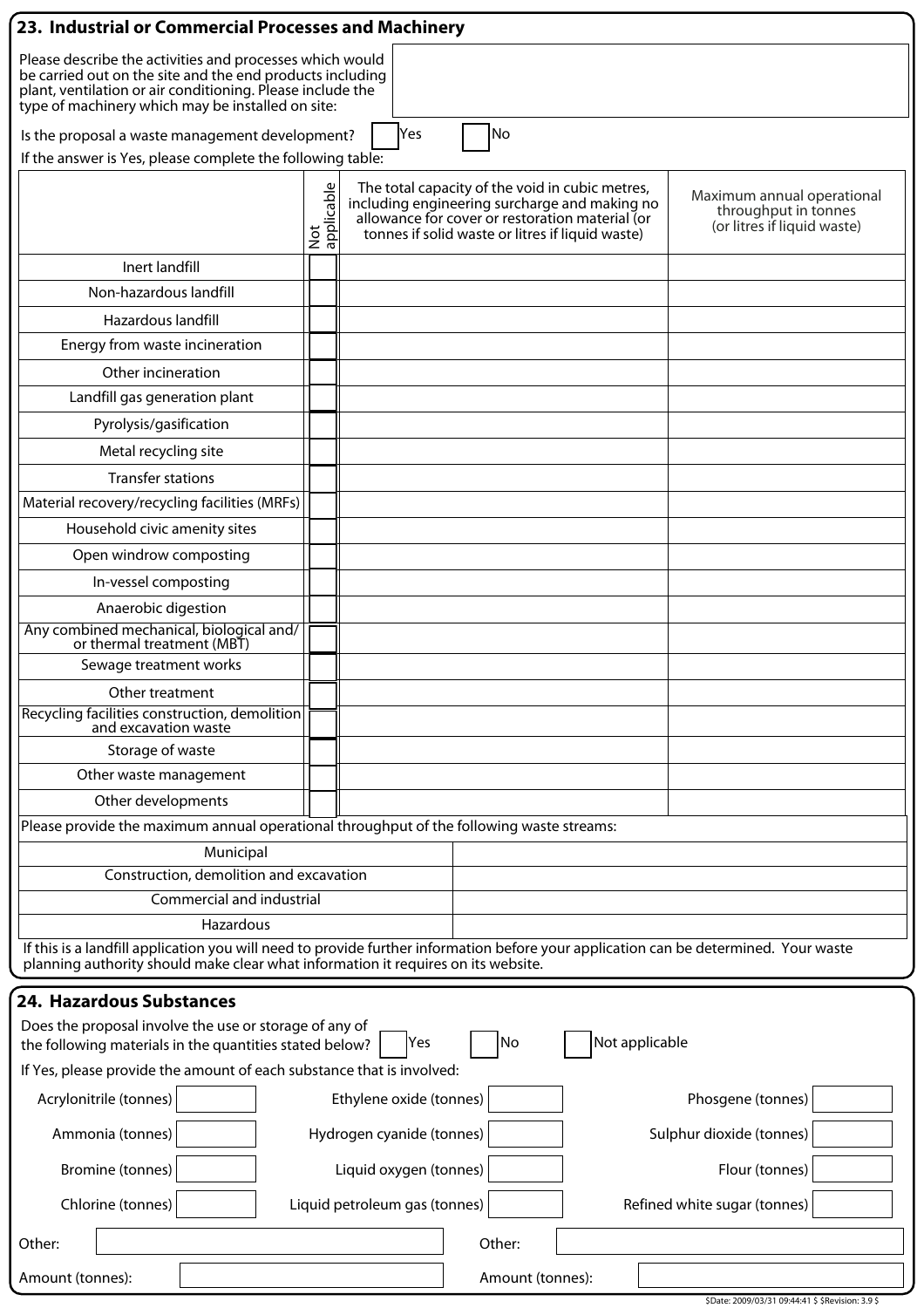## 23. Industrial or Commercial Processes and Machinery

Please describe the activities and processes which would be carried out on the site and the end products including plant, ventilation or air conditioning. Please include the type of machinery which may be installed on site:

Is the proposal a waste management development? ☐ Yes ☐ No

If the answer is Yes, please complete the following table:

| | Not applicable | The total capacity of the void in cubic metres, including engineering surcharge and making no allowance for cover or restoration material (or tonnes if solid waste or litres if liquid waste) | Maximum annual operational throughput in tonnes (or litres if liquid waste) |
|---|---|---|---|
| Inert landfill | ☐ | | |
| Non-hazardous landfill | ☐ | | |
| Hazardous landfill | ☐ | | |
| Energy from waste incineration | ☐ | | |
| Other incineration | ☐ | | |
| Landfill gas generation plant | ☐ | | |
| Pyrolysis/gasification | ☐ | | |
| Metal recycling site | ☐ | | |
| Transfer stations | ☐ | | |
| Material recovery/recycling facilities (MRFs) | ☐ | | |
| Household civic amenity sites | ☐ | | |
| Open windrow composting | ☐ | | |
| In-vessel composting | ☐ | | |
| Anaerobic digestion | ☐ | | |
| Any combined mechanical, biological and/or thermal treatment (MBT) | ☐ | | |
| Sewage treatment works | ☐ | | |
| Other treatment | ☐ | | |
| Recycling facilities construction, demolition and excavation waste | ☐ | | |
| Storage of waste | ☐ | | |
| Other waste management | ☐ | | |
| Other developments | ☐ | | |

Please provide the maximum annual operational throughput of the following waste streams:

| Waste stream | Throughput |
|---|---|
| Municipal | |
| Construction, demolition and excavation | |
| Commercial and industrial | |
| Hazardous | |

If this is a landfill application you will need to provide further information before your application can be determined. Your waste planning authority should make clear what information it requires on its website.

## 24. Hazardous Substances

Does the proposal involve the use or storage of any of the following materials in the quantities stated below? ☐ Yes ☐ No ☐ Not applicable

If Yes, please provide the amount of each substance that is involved:

| | | | | | |
|---|---|---|---|---|---|
| Acrylonitrile (tonnes) | | Ethylene oxide (tonnes) | | Phosgene (tonnes) | |
| Ammonia (tonnes) | | Hydrogen cyanide (tonnes) | | Sulphur dioxide (tonnes) | |
| Bromine (tonnes) | | Liquid oxygen (tonnes) | | Flour (tonnes) | |
| Chlorine (tonnes) | | Liquid petroleum gas (tonnes) | | Refined white sugar (tonnes) | |

Other: ______________________ Other: ______________________

Amount (tonnes): ______________________ Amount (tonnes): ______________________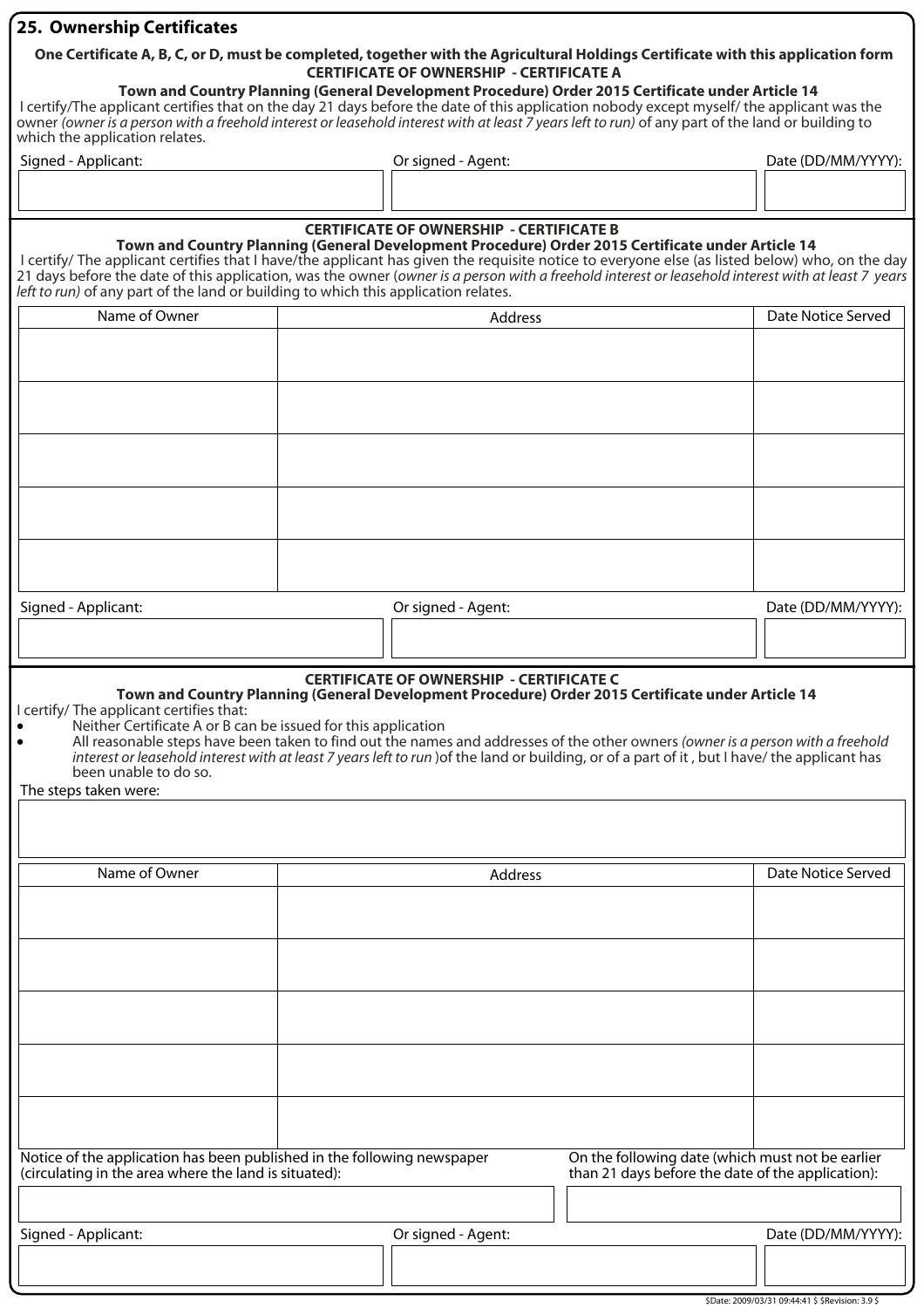## 25. Ownership Certificates

**One Certificate A, B, C, or D, must be completed, together with the Agricultural Holdings Certificate with this application form**

### CERTIFICATE OF OWNERSHIP - CERTIFICATE A

**Town and Country Planning (General Development Procedure) Order 2015 Certificate under Article 14**

I certify/The applicant certifies that on the day 21 days before the date of this application nobody except myself/ the applicant was the owner *(owner is a person with a freehold interest or leasehold interest with at least 7 years left to run)* of any part of the land or building to which the application relates.

| Signed - Applicant: | Or signed - Agent: | Date (DD/MM/YYYY): |
|---|---|---|
| | | |

### CERTIFICATE OF OWNERSHIP - CERTIFICATE B

**Town and Country Planning (General Development Procedure) Order 2015 Certificate under Article 14**

I certify/ The applicant certifies that I have/the applicant has given the requisite notice to everyone else (as listed below) who, on the day 21 days before the date of this application, was the owner (*owner is a person with a freehold interest or leasehold interest with at least 7 years left to run)* of any part of the land or building to which this application relates.

| Name of Owner | Address | Date Notice Served |
|---|---|---|
| | | |
| | | |
| | | |
| | | |
| | | |

| Signed - Applicant: | Or signed - Agent: | Date (DD/MM/YYYY): |
|---|---|---|
| | | |

### CERTIFICATE OF OWNERSHIP - CERTIFICATE C

**Town and Country Planning (General Development Procedure) Order 2015 Certificate under Article 14**

I certify/ The applicant certifies that:

- Neither Certificate A or B can be issued for this application
- All reasonable steps have been taken to find out the names and addresses of the other owners *(owner is a person with a freehold interest or leasehold interest with at least 7 years left to run* )of the land or building, or of a part of it , but I have/ the applicant has been unable to do so.

The steps taken were:

| Name of Owner | Address | Date Notice Served |
|---|---|---|
| | | |
| | | |
| | | |
| | | |
| | | |

| Notice of the application has been published in the following newspaper (circulating in the area where the land is situated): | On the following date (which must not be earlier than 21 days before the date of the application): |
|---|---|
| | |

| Signed - Applicant: | Or signed - Agent: | Date (DD/MM/YYYY): |
|---|---|---|
| | | |

$Date: 2009/03/31 09:44:41 $ $Revision: 3.9 $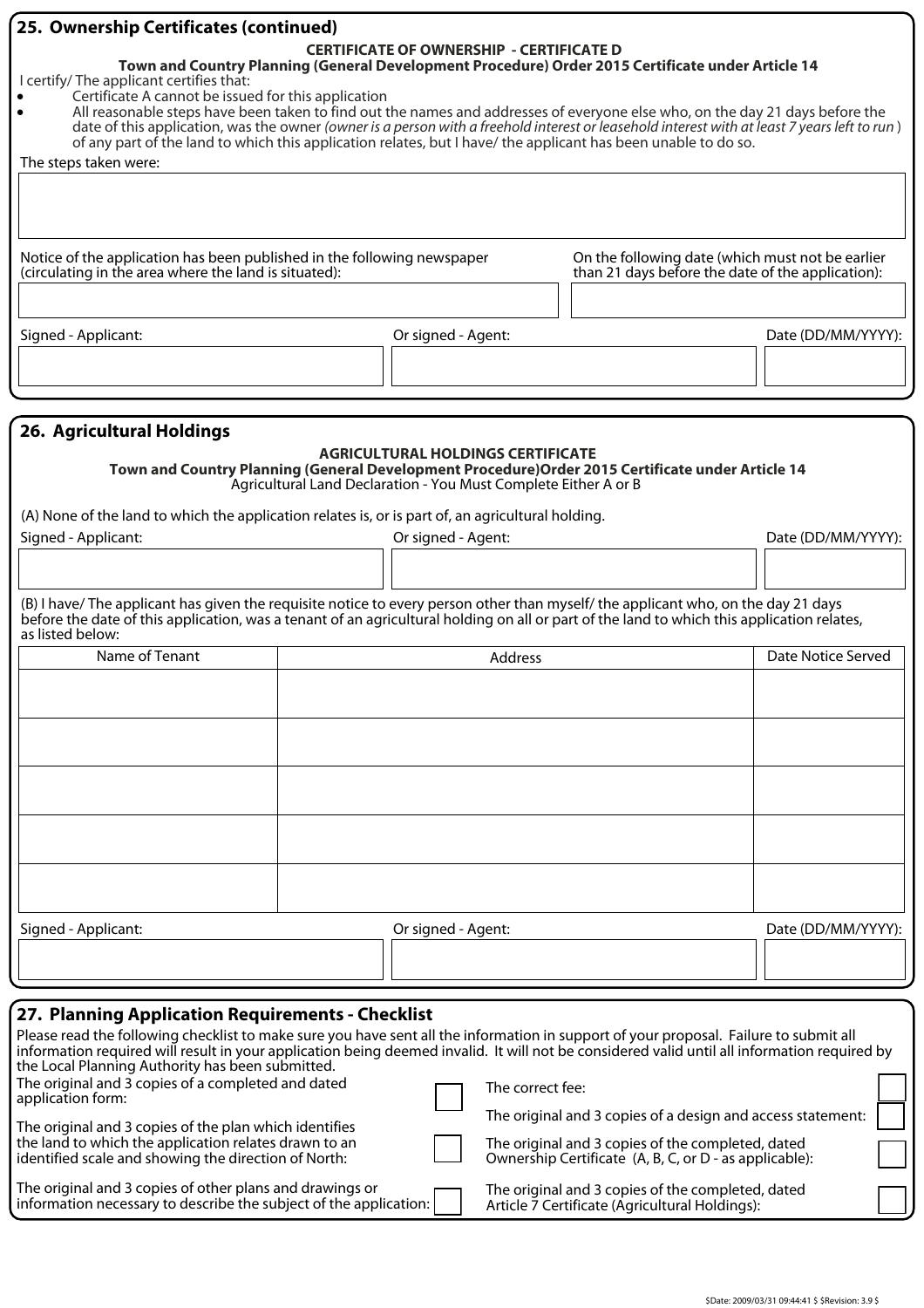## 25. Ownership Certificates (continued)

**CERTIFICATE OF OWNERSHIP - CERTIFICATE D**

**Town and Country Planning (General Development Procedure) Order 2015 Certificate under Article 14**

I certify/ The applicant certifies that:

- Certificate A cannot be issued for this application
- All reasonable steps have been taken to find out the names and addresses of everyone else who, on the day 21 days before the date of this application, was the owner *(owner is a person with a freehold interest or leasehold interest with at least 7 years left to run)* of any part of the land to which this application relates, but I have/ the applicant has been unable to do so.

The steps taken were:

| |
|---|
| |

| Notice of the application has been published in the following newspaper (circulating in the area where the land is situated): | On the following date (which must not be earlier than 21 days before the date of the application): |
|---|---|
| | |

| Signed - Applicant: | Or signed - Agent: | Date (DD/MM/YYYY): |
|---|---|---|
| | | |

## 26. Agricultural Holdings

**AGRICULTURAL HOLDINGS CERTIFICATE**

**Town and Country Planning (General Development Procedure)Order 2015 Certificate under Article 14**

Agricultural Land Declaration - You Must Complete Either A or B

(A) None of the land to which the application relates is, or is part of, an agricultural holding.

| Signed - Applicant: | Or signed - Agent: | Date (DD/MM/YYYY): |
|---|---|---|
| | | |

(B) I have/ The applicant has given the requisite notice to every person other than myself/ the applicant who, on the day 21 days before the date of this application, was a tenant of an agricultural holding on all or part of the land to which this application relates, as listed below:

| Name of Tenant | Address | Date Notice Served |
|---|---|---|
| | | |
| | | |
| | | |
| | | |
| | | |

| Signed - Applicant: | Or signed - Agent: | Date (DD/MM/YYYY): |
|---|---|---|
| | | |

## 27. Planning Application Requirements - Checklist

Please read the following checklist to make sure you have sent all the information in support of your proposal. Failure to submit all information required will result in your application being deemed invalid. It will not be considered valid until all information required by the Local Planning Authority has been submitted.

| | | | |
|---|---|---|---|
| The original and 3 copies of a completed and dated application form: | ☐ | The correct fee: | ☐ |
| The original and 3 copies of the plan which identifies the land to which the application relates drawn to an identified scale and showing the direction of North: | ☐ | The original and 3 copies of a design and access statement: | ☐ |
| | | The original and 3 copies of the completed, dated Ownership Certificate (A, B, C, or D - as applicable): | ☐ |
| The original and 3 copies of other plans and drawings or information necessary to describe the subject of the application: | ☐ | The original and 3 copies of the completed, dated Article 7 Certificate (Agricultural Holdings): | ☐ |

$Date: 2009/03/31 09:44:41 $ $Revision: 3.9 $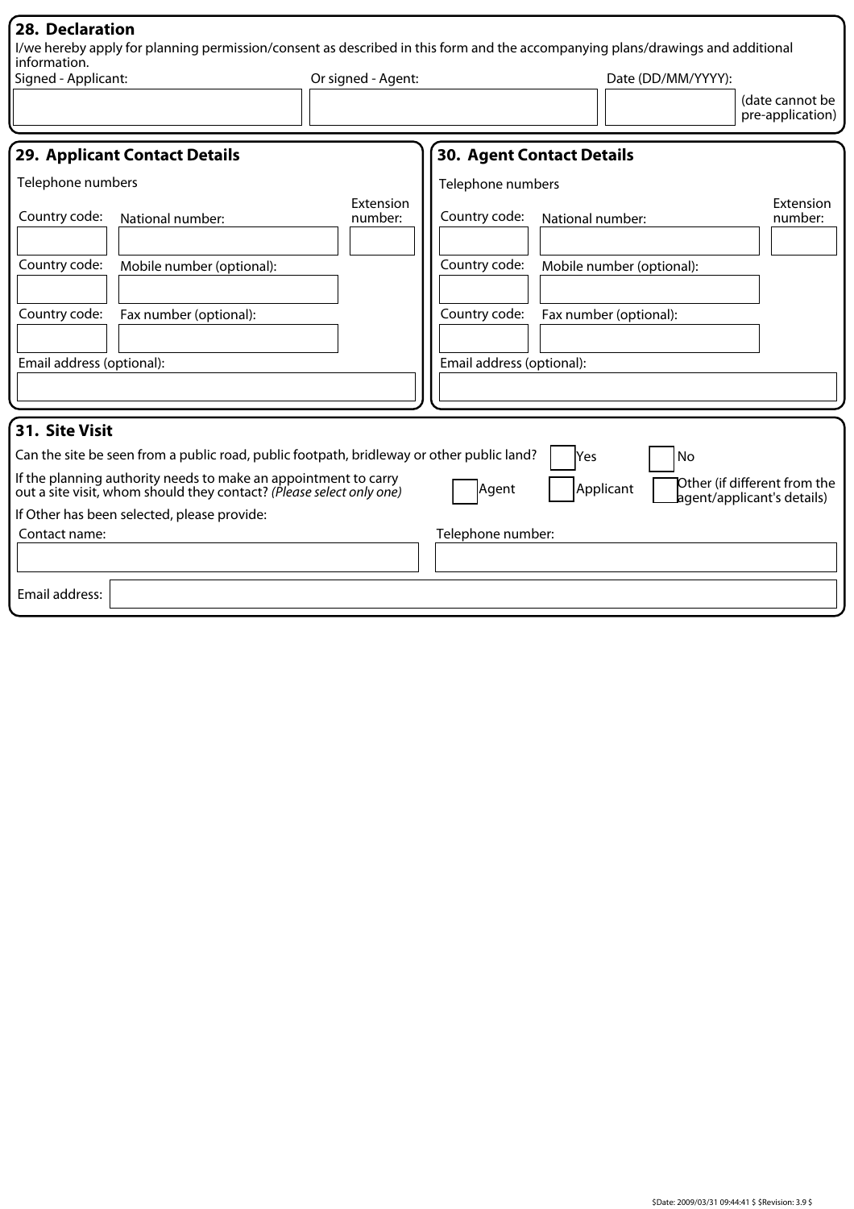## 28. Declaration

I/we hereby apply for planning permission/consent as described in this form and the accompanying plans/drawings and additional information.

| Signed - Applicant: | Or signed - Agent: | Date (DD/MM/YYYY): | |
|---|---|---|---|
| | | | (date cannot be pre-application) |

## 29. Applicant Contact Details

Telephone numbers

| Country code: | National number: | Extension number: |
|---|---|---|
| | | |

| Country code: | Mobile number (optional): |
|---|---|
| | |

| Country code: | Fax number (optional): |
|---|---|
| | |

Email address (optional):

## 30. Agent Contact Details

Telephone numbers

| Country code: | National number: | Extension number: |
|---|---|---|
| | | |

| Country code: | Mobile number (optional): |
|---|---|
| | |

| Country code: | Fax number (optional): |
|---|---|
| | |

Email address (optional):

## 31. Site Visit

Can the site be seen from a public road, public footpath, bridleway or other public land? ☐ Yes ☐ No

If the planning authority needs to make an appointment to carry out a site visit, whom should they contact? *(Please select only one)* ☐ Agent ☐ Applicant ☐ Other (if different from the agent/applicant's details)

If Other has been selected, please provide:

| Contact name: | Telephone number: |
|---|---|
| | |

Email address:

$Date: 2009/03/31 09:44:41 $ $Revision: 3.9 $